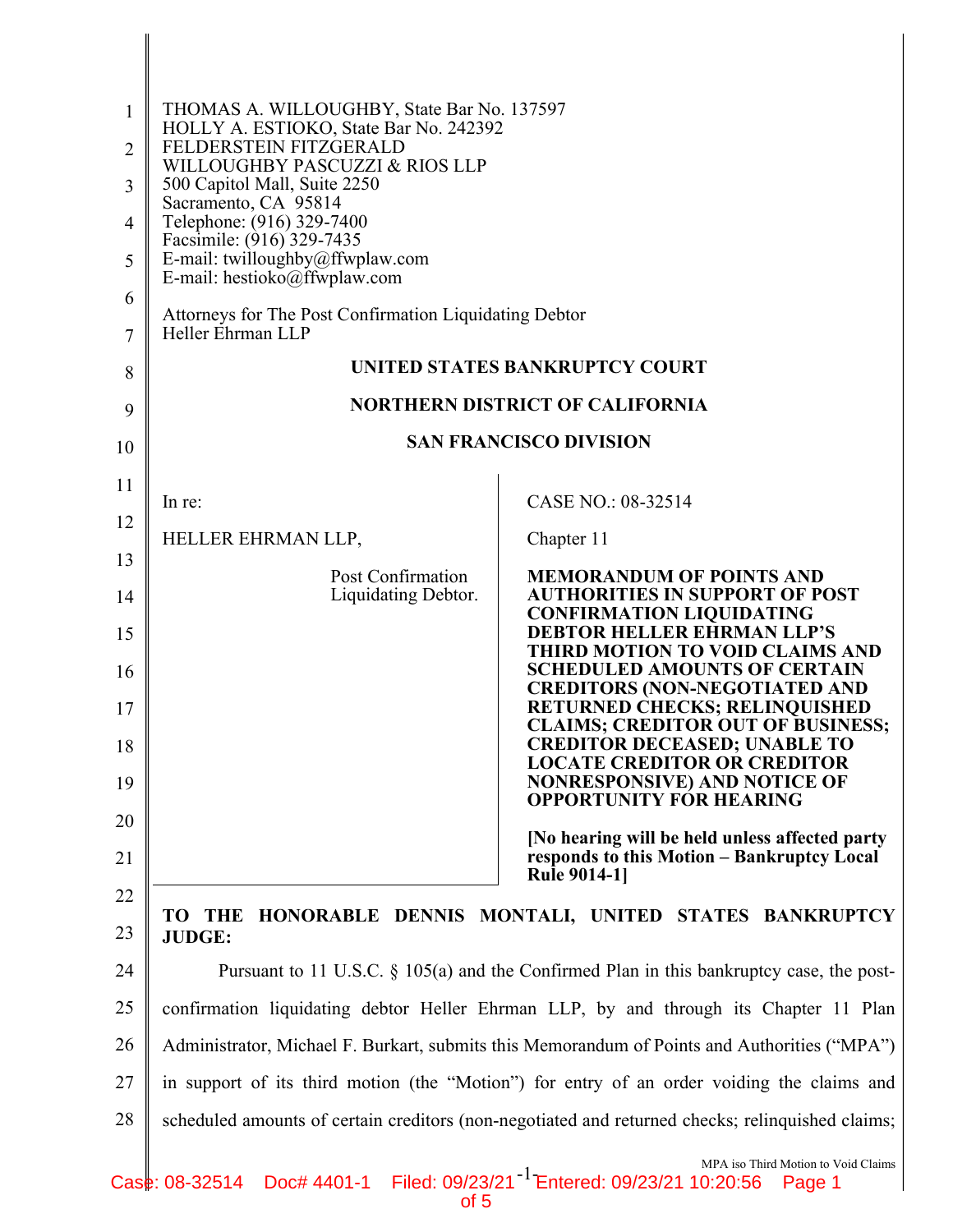THOMAS A. WILLOUGHBY, State Bar No. 137597
HOLLY A. ESTIOKO, State Bar No. 242392
FELDERSTEIN FITZGERALD
WILLOUGHBY PASCUZZI & RIOS LLP
500 Capitol Mall, Suite 2250
Sacramento, CA 95814
Telephone: (916) 329-7400
Facsimile: (916) 329-7435
E-mail: twilloughby@ffwplaw.com
E-mail: hestioko@ffwplaw.com

Attorneys for The Post Confirmation Liquidating Debtor
Heller Ehrman LLP

**UNITED STATES BANKRUPTCY COURT**

**NORTHERN DISTRICT OF CALIFORNIA**

**SAN FRANCISCO DIVISION**

In re:

HELLER EHRMAN LLP,

Post Confirmation Liquidating Debtor.

CASE NO.: 08-32514

Chapter 11

**MEMORANDUM OF POINTS AND AUTHORITIES IN SUPPORT OF POST CONFIRMATION LIQUIDATING DEBTOR HELLER EHRMAN LLP'S THIRD MOTION TO VOID CLAIMS AND SCHEDULED AMOUNTS OF CERTAIN CREDITORS (NON-NEGOTIATED AND RETURNED CHECKS; RELINQUISHED CLAIMS; CREDITOR OUT OF BUSINESS; CREDITOR DECEASED; UNABLE TO LOCATE CREDITOR OR CREDITOR NONRESPONSIVE) AND NOTICE OF OPPORTUNITY FOR HEARING**

**[No hearing will be held unless affected party responds to this Motion – Bankruptcy Local Rule 9014-1]**

**TO THE HONORABLE DENNIS MONTALI, UNITED STATES BANKRUPTCY JUDGE:**

Pursuant to 11 U.S.C. § 105(a) and the Confirmed Plan in this bankruptcy case, the post-confirmation liquidating debtor Heller Ehrman LLP, by and through its Chapter 11 Plan Administrator, Michael F. Burkart, submits this Memorandum of Points and Authorities ("MPA") in support of its third motion (the "Motion") for entry of an order voiding the claims and scheduled amounts of certain creditors (non-negotiated and returned checks; relinquished claims;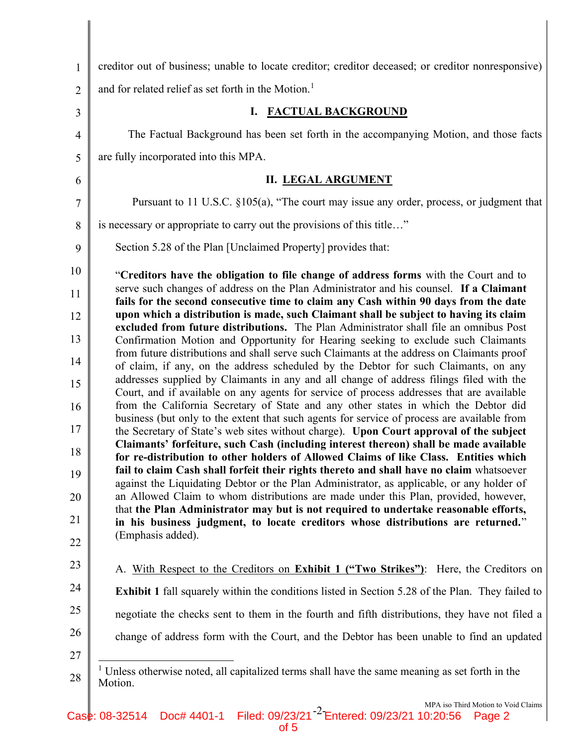creditor out of business; unable to locate creditor; creditor deceased; or creditor nonresponsive) and for related relief as set forth in the Motion.[1]

## I. FACTUAL BACKGROUND

The Factual Background has been set forth in the accompanying Motion, and those facts are fully incorporated into this MPA.

## II. LEGAL ARGUMENT

Pursuant to 11 U.S.C. §105(a), "The court may issue any order, process, or judgment that is necessary or appropriate to carry out the provisions of this title…"

Section 5.28 of the Plan [Unclaimed Property] provides that:

> "**Creditors have the obligation to file change of address forms** with the Court and to serve such changes of address on the Plan Administrator and his counsel. **If a Claimant fails for the second consecutive time to claim any Cash within 90 days from the date upon which a distribution is made, such Claimant shall be subject to having its claim excluded from future distributions.** The Plan Administrator shall file an omnibus Post Confirmation Motion and Opportunity for Hearing seeking to exclude such Claimants from future distributions and shall serve such Claimants at the address on Claimants proof of claim, if any, on the address scheduled by the Debtor for such Claimants, on any addresses supplied by Claimants in any and all change of address filings filed with the Court, and if available on any agents for service of process addresses that are available from the California Secretary of State and any other states in which the Debtor did business (but only to the extent that such agents for service of process are available from the Secretary of State's web sites without charge). **Upon Court approval of the subject Claimants' forfeiture, such Cash (including interest thereon) shall be made available for re-distribution to other holders of Allowed Claims of like Class. Entities which fail to claim Cash shall forfeit their rights thereto and shall have no claim** whatsoever against the Liquidating Debtor or the Plan Administrator, as applicable, or any holder of an Allowed Claim to whom distributions are made under this Plan, provided, however, that **the Plan Administrator may but is not required to undertake reasonable efforts, in his business judgment, to locate creditors whose distributions are returned.**" (Emphasis added).

A. With Respect to the Creditors on **Exhibit 1 ("Two Strikes")**: Here, the Creditors on **Exhibit 1** fall squarely within the conditions listed in Section 5.28 of the Plan. They failed to negotiate the checks sent to them in the fourth and fifth distributions, they have not filed a change of address form with the Court, and the Debtor has been unable to find an updated

---

[1] Unless otherwise noted, all capitalized terms shall have the same meaning as set forth in the Motion.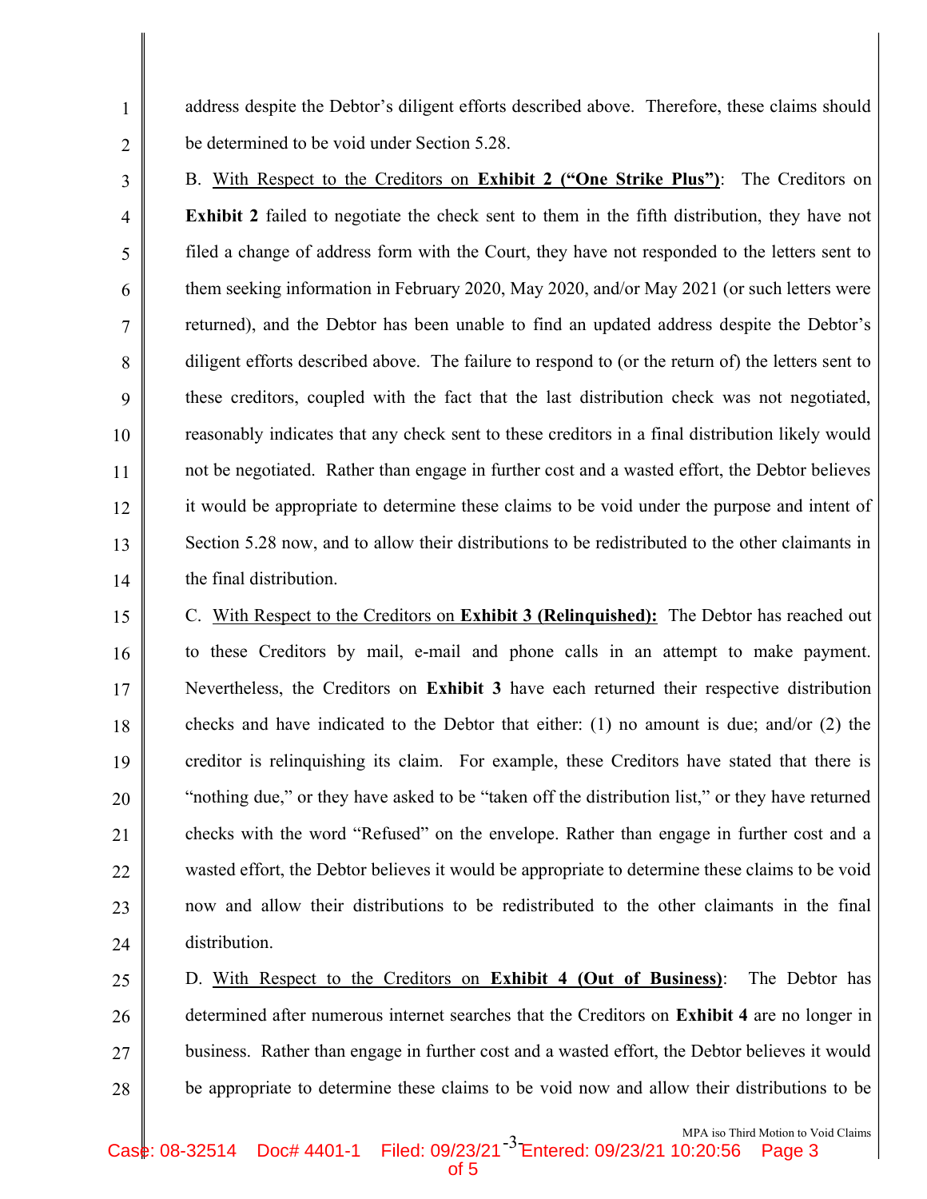address despite the Debtor's diligent efforts described above. Therefore, these claims should be determined to be void under Section 5.28.

B. <u>With Respect to the Creditors on **Exhibit 2 ("One Strike Plus")**</u>: The Creditors on **Exhibit 2** failed to negotiate the check sent to them in the fifth distribution, they have not filed a change of address form with the Court, they have not responded to the letters sent to them seeking information in February 2020, May 2020, and/or May 2021 (or such letters were returned), and the Debtor has been unable to find an updated address despite the Debtor's diligent efforts described above. The failure to respond to (or the return of) the letters sent to these creditors, coupled with the fact that the last distribution check was not negotiated, reasonably indicates that any check sent to these creditors in a final distribution likely would not be negotiated. Rather than engage in further cost and a wasted effort, the Debtor believes it would be appropriate to determine these claims to be void under the purpose and intent of Section 5.28 now, and to allow their distributions to be redistributed to the other claimants in the final distribution.

C. <u>With Respect to the Creditors on **Exhibit 3 (Relinquished):**</u> The Debtor has reached out to these Creditors by mail, e-mail and phone calls in an attempt to make payment. Nevertheless, the Creditors on **Exhibit 3** have each returned their respective distribution checks and have indicated to the Debtor that either: (1) no amount is due; and/or (2) the creditor is relinquishing its claim. For example, these Creditors have stated that there is "nothing due," or they have asked to be "taken off the distribution list," or they have returned checks with the word "Refused" on the envelope. Rather than engage in further cost and a wasted effort, the Debtor believes it would be appropriate to determine these claims to be void now and allow their distributions to be redistributed to the other claimants in the final distribution.

D. <u>With Respect to the Creditors on **Exhibit 4 (Out of Business)**</u>: The Debtor has determined after numerous internet searches that the Creditors on **Exhibit 4** are no longer in business. Rather than engage in further cost and a wasted effort, the Debtor believes it would be appropriate to determine these claims to be void now and allow their distributions to be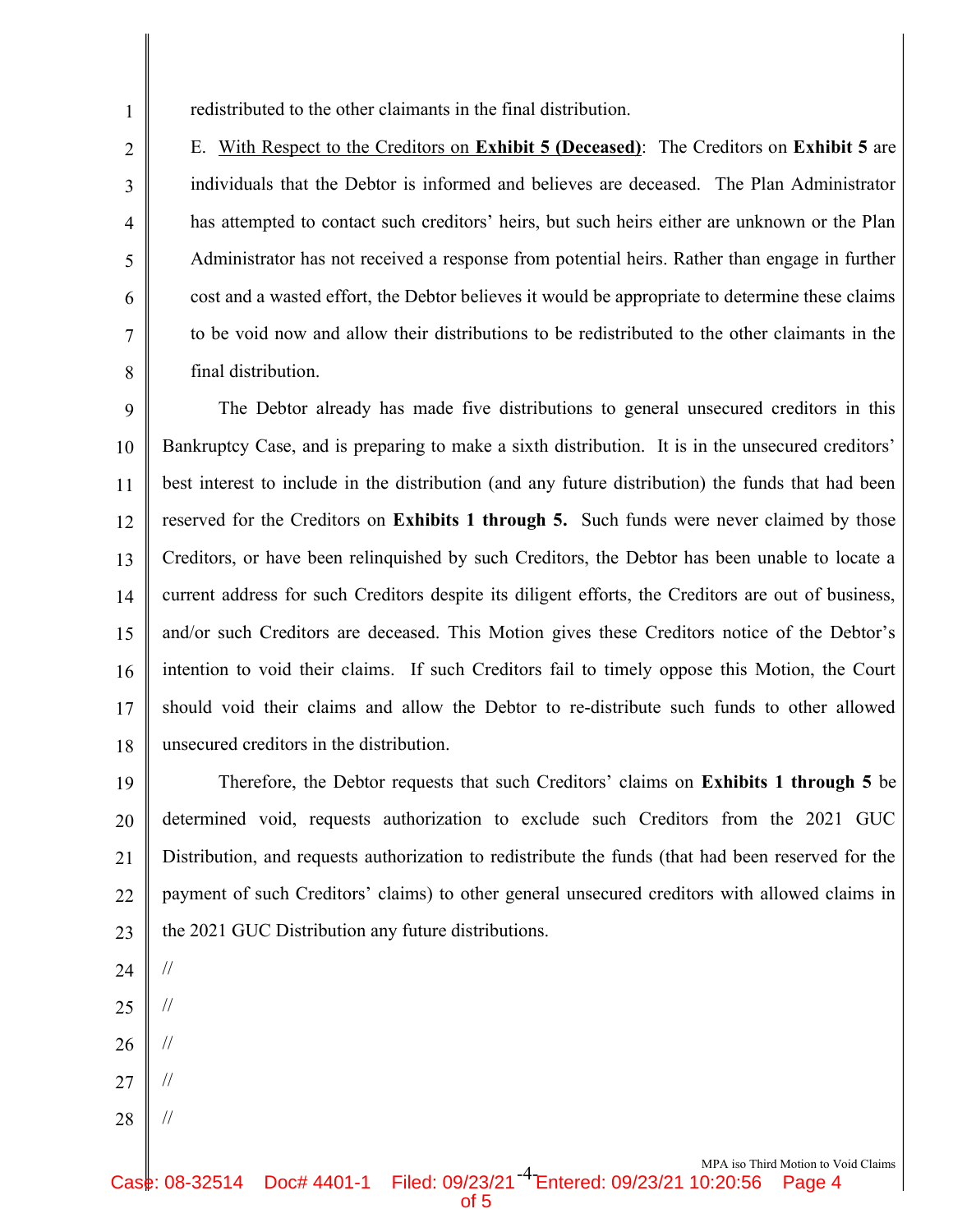redistributed to the other claimants in the final distribution.

E. With Respect to the Creditors on **Exhibit 5 (Deceased)**: The Creditors on **Exhibit 5** are individuals that the Debtor is informed and believes are deceased. The Plan Administrator has attempted to contact such creditors' heirs, but such heirs either are unknown or the Plan Administrator has not received a response from potential heirs. Rather than engage in further cost and a wasted effort, the Debtor believes it would be appropriate to determine these claims to be void now and allow their distributions to be redistributed to the other claimants in the final distribution.

The Debtor already has made five distributions to general unsecured creditors in this Bankruptcy Case, and is preparing to make a sixth distribution. It is in the unsecured creditors' best interest to include in the distribution (and any future distribution) the funds that had been reserved for the Creditors on **Exhibits 1 through 5.** Such funds were never claimed by those Creditors, or have been relinquished by such Creditors, the Debtor has been unable to locate a current address for such Creditors despite its diligent efforts, the Creditors are out of business, and/or such Creditors are deceased. This Motion gives these Creditors notice of the Debtor's intention to void their claims. If such Creditors fail to timely oppose this Motion, the Court should void their claims and allow the Debtor to re-distribute such funds to other allowed unsecured creditors in the distribution.

Therefore, the Debtor requests that such Creditors' claims on **Exhibits 1 through 5** be determined void, requests authorization to exclude such Creditors from the 2021 GUC Distribution, and requests authorization to redistribute the funds (that had been reserved for the payment of such Creditors' claims) to other general unsecured creditors with allowed claims in the 2021 GUC Distribution any future distributions.

//

//

//

//

//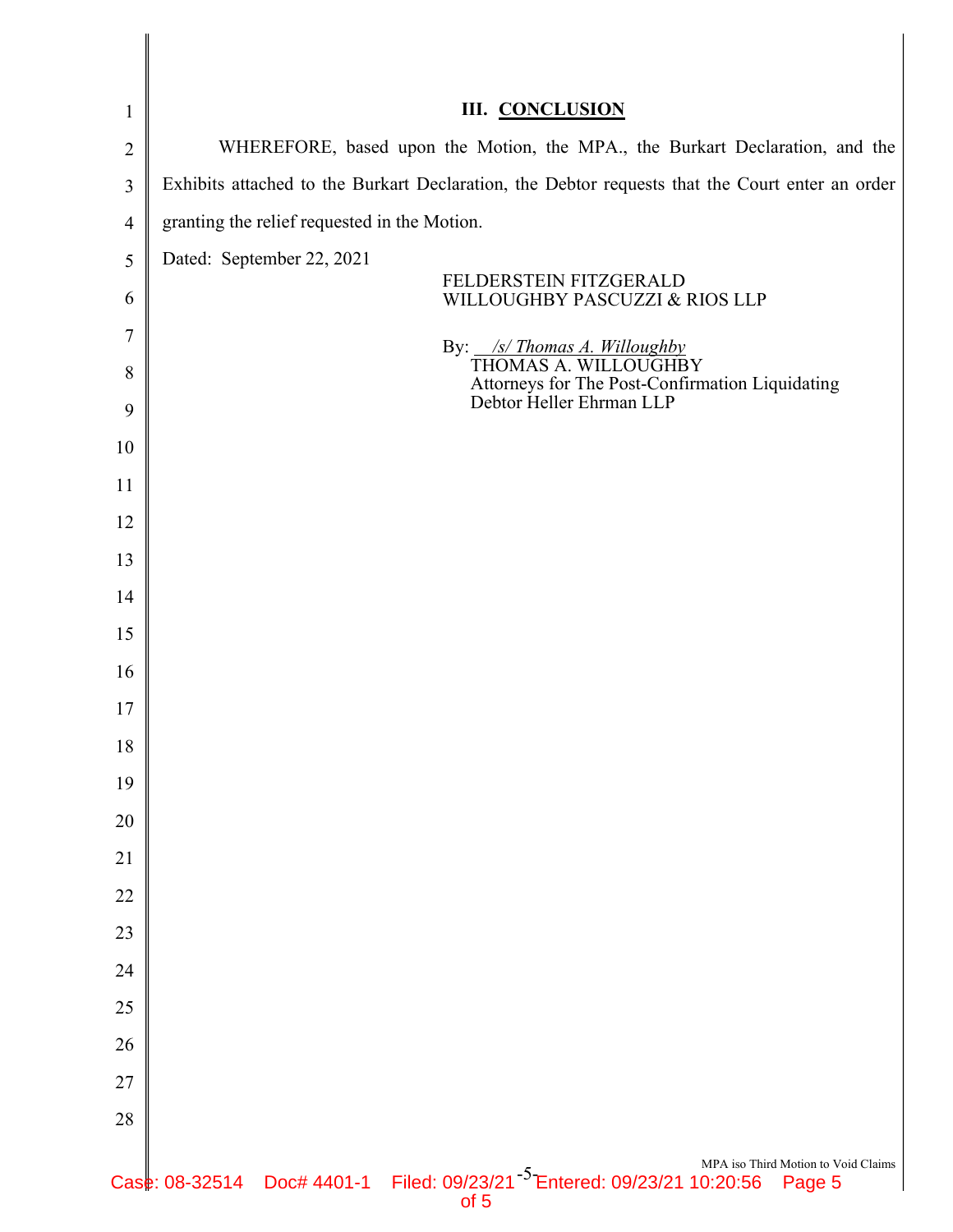## III. **CONCLUSION**

WHEREFORE, based upon the Motion, the MPA., the Burkart Declaration, and the Exhibits attached to the Burkart Declaration, the Debtor requests that the Court enter an order granting the relief requested in the Motion.

Dated: September 22, 2021

FELDERSTEIN FITZGERALD
WILLOUGHBY PASCUZZI & RIOS LLP

By: *\_\_/s/ Thomas A. Willoughby*
THOMAS A. WILLOUGHBY
Attorneys for The Post-Confirmation Liquidating Debtor Heller Ehrman LLP